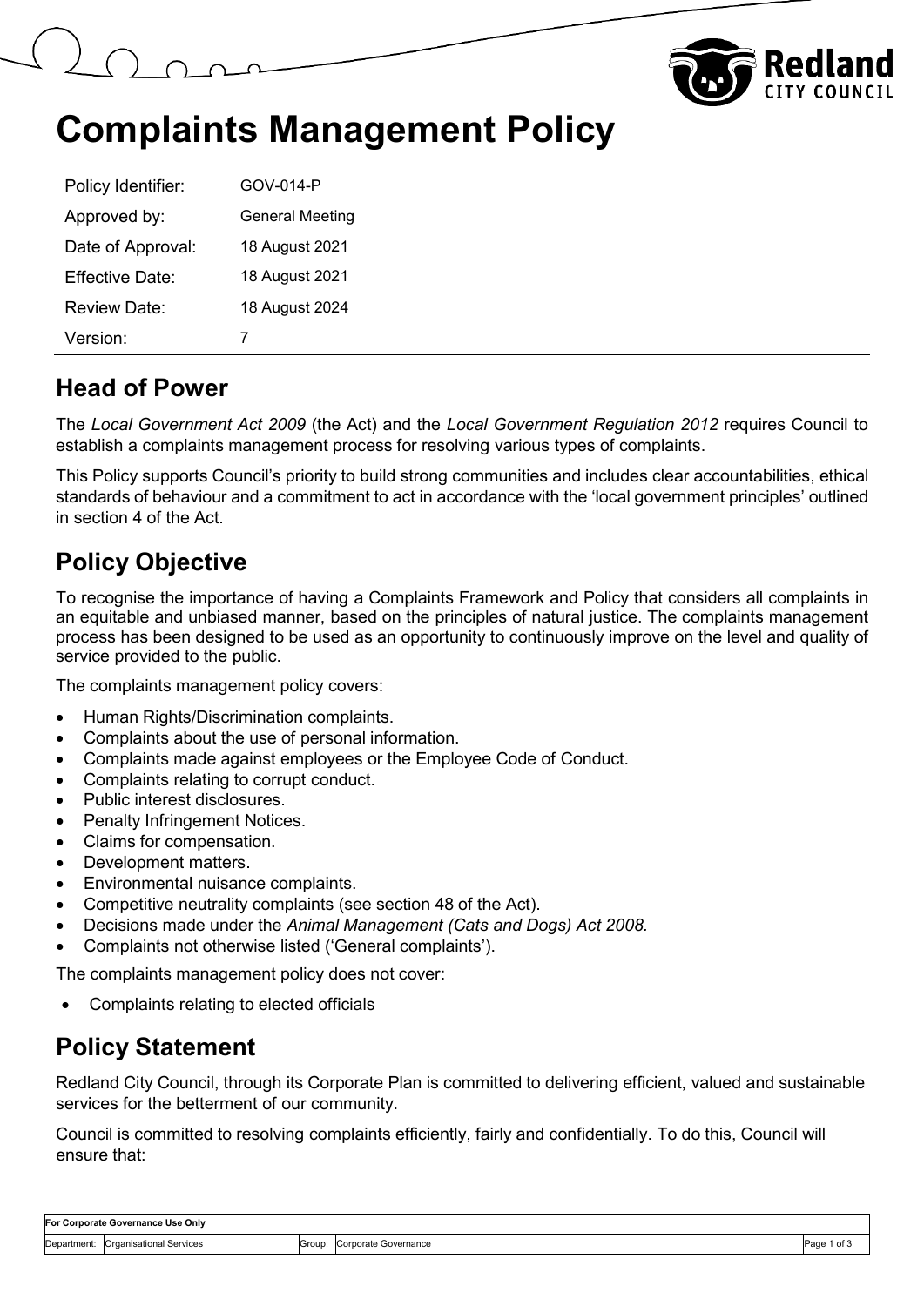# Complaints Management Policy

| Policy Identifier: | GOV-014-P |
|---|---|
| Approved by: | General Meeting |
| Date of Approval: | 18 August 2021 |
| Effective Date: | 18 August 2021 |
| Review Date: | 18 August 2024 |
| Version: | 7 |

## Head of Power

The *Local Government Act 2009* (the Act) and the *Local Government Regulation 2012* requires Council to establish a complaints management process for resolving various types of complaints.

This Policy supports Council's priority to build strong communities and includes clear accountabilities, ethical standards of behaviour and a commitment to act in accordance with the 'local government principles' outlined in section 4 of the Act.

## Policy Objective

To recognise the importance of having a Complaints Framework and Policy that considers all complaints in an equitable and unbiased manner, based on the principles of natural justice. The complaints management process has been designed to be used as an opportunity to continuously improve on the level and quality of service provided to the public.

The complaints management policy covers:

- Human Rights/Discrimination complaints.
- Complaints about the use of personal information.
- Complaints made against employees or the Employee Code of Conduct.
- Complaints relating to corrupt conduct.
- Public interest disclosures.
- Penalty Infringement Notices.
- Claims for compensation.
- Development matters.
- Environmental nuisance complaints.
- Competitive neutrality complaints (see section 48 of the Act).
- Decisions made under the *Animal Management (Cats and Dogs) Act 2008.*
- Complaints not otherwise listed ('General complaints').

The complaints management policy does not cover:

- Complaints relating to elected officials

## Policy Statement

Redland City Council, through its Corporate Plan is committed to delivering efficient, valued and sustainable services for the betterment of our community.

Council is committed to resolving complaints efficiently, fairly and confidentially. To do this, Council will ensure that: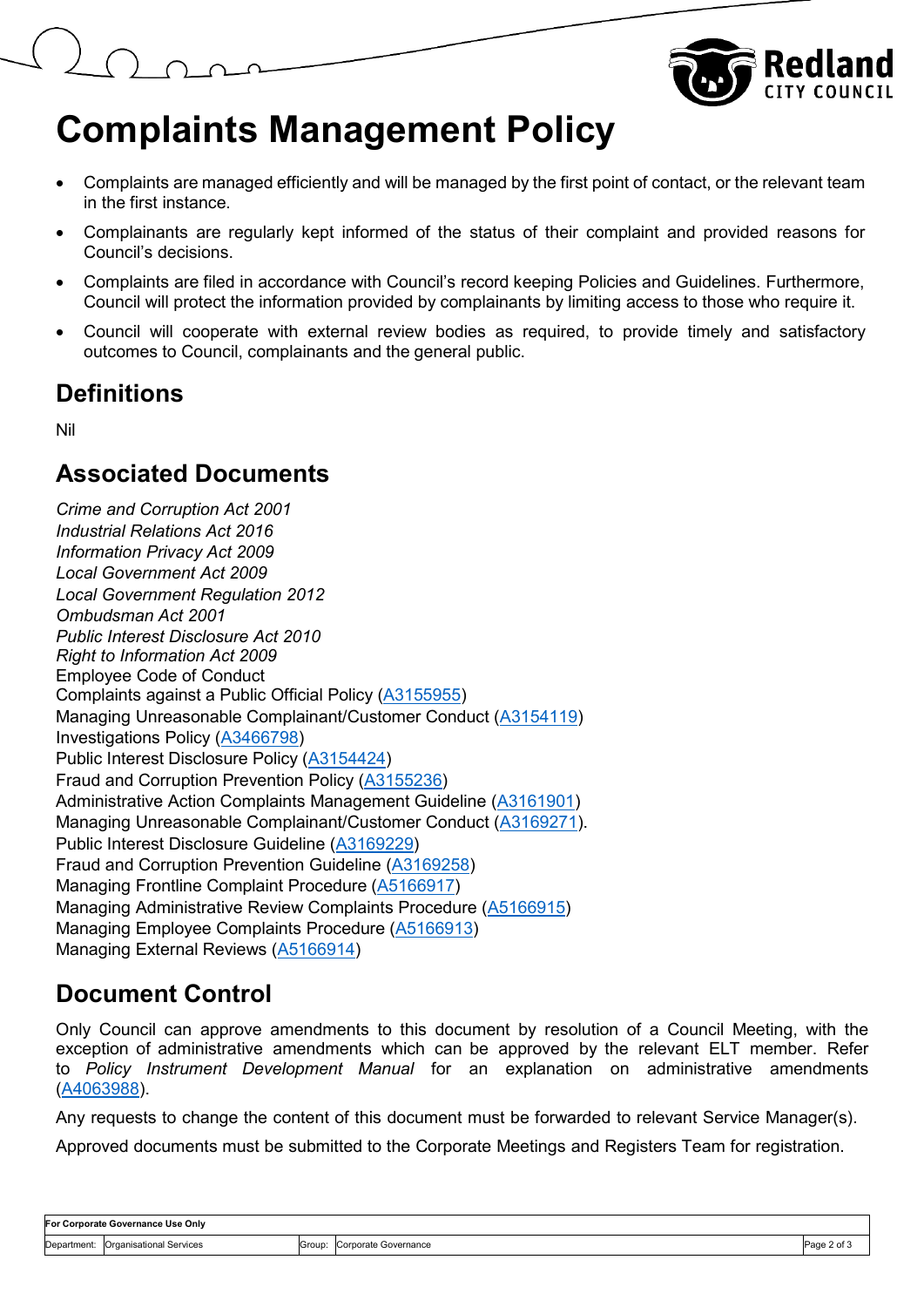# Complaints Management Policy

- Complaints are managed efficiently and will be managed by the first point of contact, or the relevant team in the first instance.
- Complainants are regularly kept informed of the status of their complaint and provided reasons for Council's decisions.
- Complaints are filed in accordance with Council's record keeping Policies and Guidelines. Furthermore, Council will protect the information provided by complainants by limiting access to those who require it.
- Council will cooperate with external review bodies as required, to provide timely and satisfactory outcomes to Council, complainants and the general public.

## Definitions

Nil

## Associated Documents

*Crime and Corruption Act 2001*
*Industrial Relations Act 2016*
*Information Privacy Act 2009*
*Local Government Act 2009*
*Local Government Regulation 2012*
*Ombudsman Act 2001*
*Public Interest Disclosure Act 2010*
*Right to Information Act 2009*
Employee Code of Conduct
Complaints against a Public Official Policy (A3155955)
Managing Unreasonable Complainant/Customer Conduct (A3154119)
Investigations Policy (A3466798)
Public Interest Disclosure Policy (A3154424)
Fraud and Corruption Prevention Policy (A3155236)
Administrative Action Complaints Management Guideline (A3161901)
Managing Unreasonable Complainant/Customer Conduct (A3169271).
Public Interest Disclosure Guideline (A3169229)
Fraud and Corruption Prevention Guideline (A3169258)
Managing Frontline Complaint Procedure (A5166917)
Managing Administrative Review Complaints Procedure (A5166915)
Managing Employee Complaints Procedure (A5166913)
Managing External Reviews (A5166914)

## Document Control

Only Council can approve amendments to this document by resolution of a Council Meeting, with the exception of administrative amendments which can be approved by the relevant ELT member. Refer to *Policy Instrument Development Manual* for an explanation on administrative amendments (A4063988).

Any requests to change the content of this document must be forwarded to relevant Service Manager(s).

Approved documents must be submitted to the Corporate Meetings and Registers Team for registration.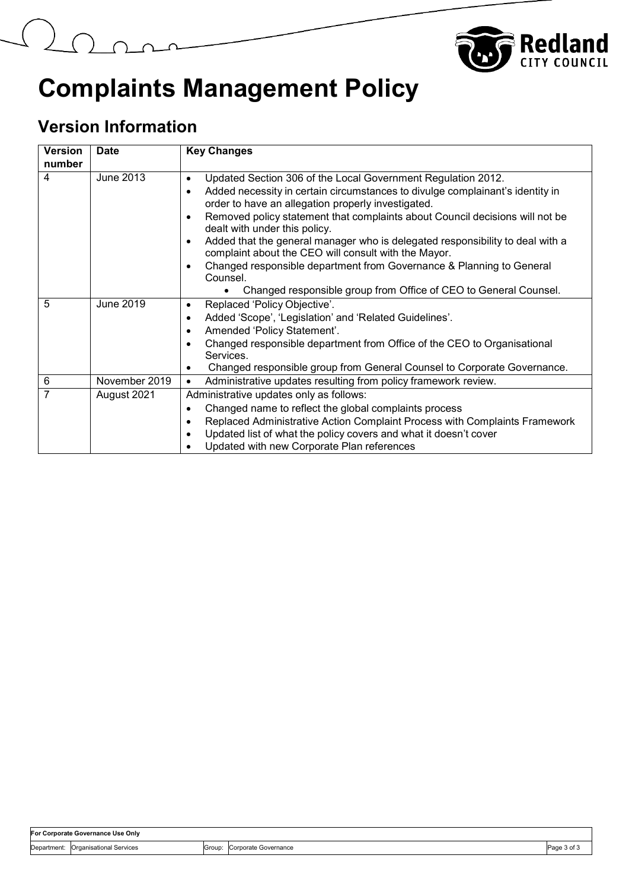# Complaints Management Policy

## Version Information

| Version number | Date | Key Changes |
|---|---|---|
| 4 | June 2013 | • Updated Section 306 of the Local Government Regulation 2012.<br>• Added necessity in certain circumstances to divulge complainant's identity in order to have an allegation properly investigated.<br>• Removed policy statement that complaints about Council decisions will not be dealt with under this policy.<br>• Added that the general manager who is delegated responsibility to deal with a complaint about the CEO will consult with the Mayor.<br>• Changed responsible department from Governance & Planning to General Counsel.<br>• Changed responsible group from Office of CEO to General Counsel. |
| 5 | June 2019 | • Replaced 'Policy Objective'.<br>• Added 'Scope', 'Legislation' and 'Related Guidelines'.<br>• Amended 'Policy Statement'.<br>• Changed responsible department from Office of the CEO to Organisational Services.<br>• Changed responsible group from General Counsel to Corporate Governance. |
| 6 | November 2019 | • Administrative updates resulting from policy framework review. |
| 7 | August 2021 | Administrative updates only as follows:<br>• Changed name to reflect the global complaints process<br>• Replaced Administrative Action Complaint Process with Complaints Framework<br>• Updated list of what the policy covers and what it doesn't cover<br>• Updated with new Corporate Plan references |